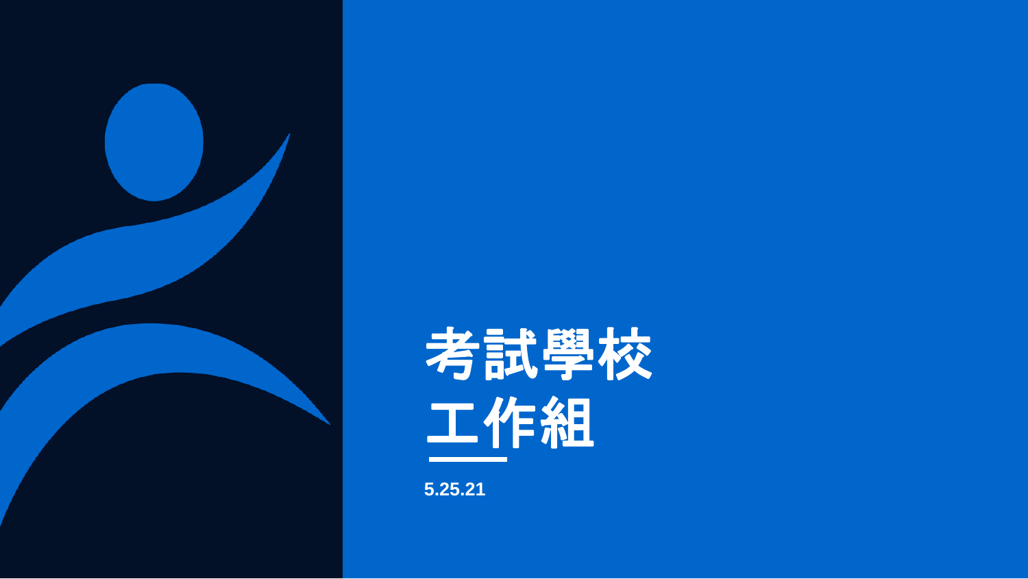# 考試學校工作組

5.25.21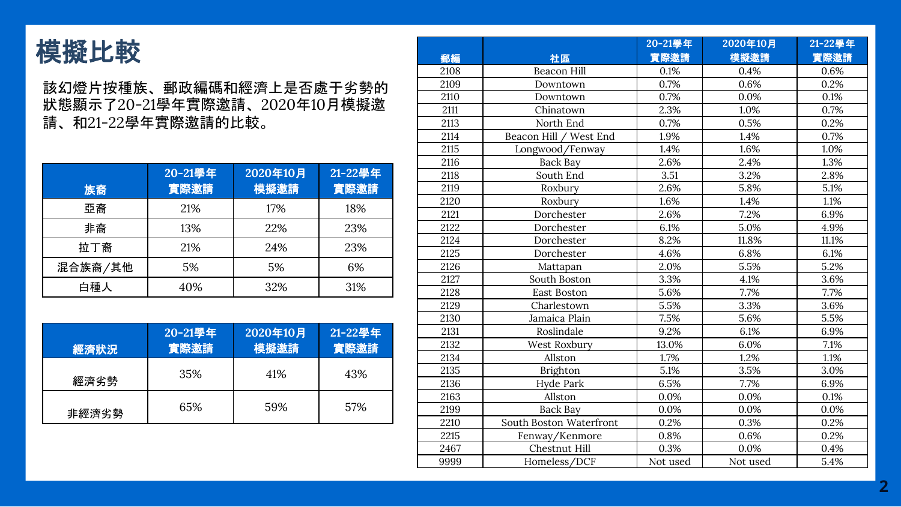# 模擬比較

該幻燈片按種族、郵政編碼和經濟上是否處于劣勢的狀態顯示了20-21學年實際邀請、2020年10月模擬邀請、和21-22學年實際邀請的比較。

| 族裔 | 20-21學年實際邀請 | 2020年10月模擬邀請 | 21-22學年實際邀請 |
|---|---|---|---|
| 亞裔 | 21% | 17% | 18% |
| 非裔 | 13% | 22% | 23% |
| 拉丁裔 | 21% | 24% | 23% |
| 混合族裔/其他 | 5% | 5% | 6% |
| 白種人 | 40% | 32% | 31% |

| 經濟狀況 | 20-21學年實際邀請 | 2020年10月模擬邀請 | 21-22學年實際邀請 |
|---|---|---|---|
| 經濟劣勢 | 35% | 41% | 43% |
| 非經濟劣勢 | 65% | 59% | 57% |

| 郵編 | 社區 | 20-21學年實際邀請 | 2020年10月模擬邀請 | 21-22學年實際邀請 |
|---|---|---|---|---|
| 2108 | Beacon Hill | 0.1% | 0.4% | 0.6% |
| 2109 | Downtown | 0.7% | 0.6% | 0.2% |
| 2110 | Downtown | 0.7% | 0.0% | 0.1% |
| 2111 | Chinatown | 2.3% | 1.0% | 0.7% |
| 2113 | North End | 0.7% | 0.5% | 0.2% |
| 2114 | Beacon Hill / West End | 1.9% | 1.4% | 0.7% |
| 2115 | Longwood/Fenway | 1.4% | 1.6% | 1.0% |
| 2116 | Back Bay | 2.6% | 2.4% | 1.3% |
| 2118 | South End | 3.51 | 3.2% | 2.8% |
| 2119 | Roxbury | 2.6% | 5.8% | 5.1% |
| 2120 | Roxbury | 1.6% | 1.4% | 1.1% |
| 2121 | Dorchester | 2.6% | 7.2% | 6.9% |
| 2122 | Dorchester | 6.1% | 5.0% | 4.9% |
| 2124 | Dorchester | 8.2% | 11.8% | 11.1% |
| 2125 | Dorchester | 4.6% | 6.8% | 6.1% |
| 2126 | Mattapan | 2.0% | 5.5% | 5.2% |
| 2127 | South Boston | 3.3% | 4.1% | 3.6% |
| 2128 | East Boston | 5.6% | 7.7% | 7.7% |
| 2129 | Charlestown | 5.5% | 3.3% | 3.6% |
| 2130 | Jamaica Plain | 7.5% | 5.6% | 5.5% |
| 2131 | Roslindale | 9.2% | 6.1% | 6.9% |
| 2132 | West Roxbury | 13.0% | 6.0% | 7.1% |
| 2134 | Allston | 1.7% | 1.2% | 1.1% |
| 2135 | Brighton | 5.1% | 3.5% | 3.0% |
| 2136 | Hyde Park | 6.5% | 7.7% | 6.9% |
| 2163 | Allston | 0.0% | 0.0% | 0.1% |
| 2199 | Back Bay | 0.0% | 0.0% | 0.0% |
| 2210 | South Boston Waterfront | 0.2% | 0.3% | 0.2% |
| 2215 | Fenway/Kenmore | 0.8% | 0.6% | 0.2% |
| 2467 | Chestnut Hill | 0.3% | 0.0% | 0.4% |
| 9999 | Homeless/DCF | Not used | Not used | 5.4% |